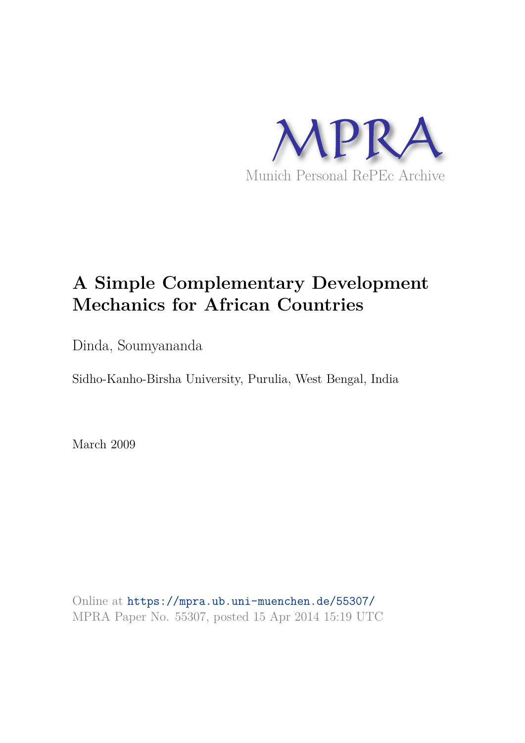MPRA

Munich Personal RePEc Archive

# A Simple Complementary Development Mechanics for African Countries

Dinda, Soumyananda

Sidho-Kanho-Birsha University, Purulia, West Bengal, India

March 2009

Online at https://mpra.ub.uni-muenchen.de/55307/
MPRA Paper No. 55307, posted 15 Apr 2014 15:19 UTC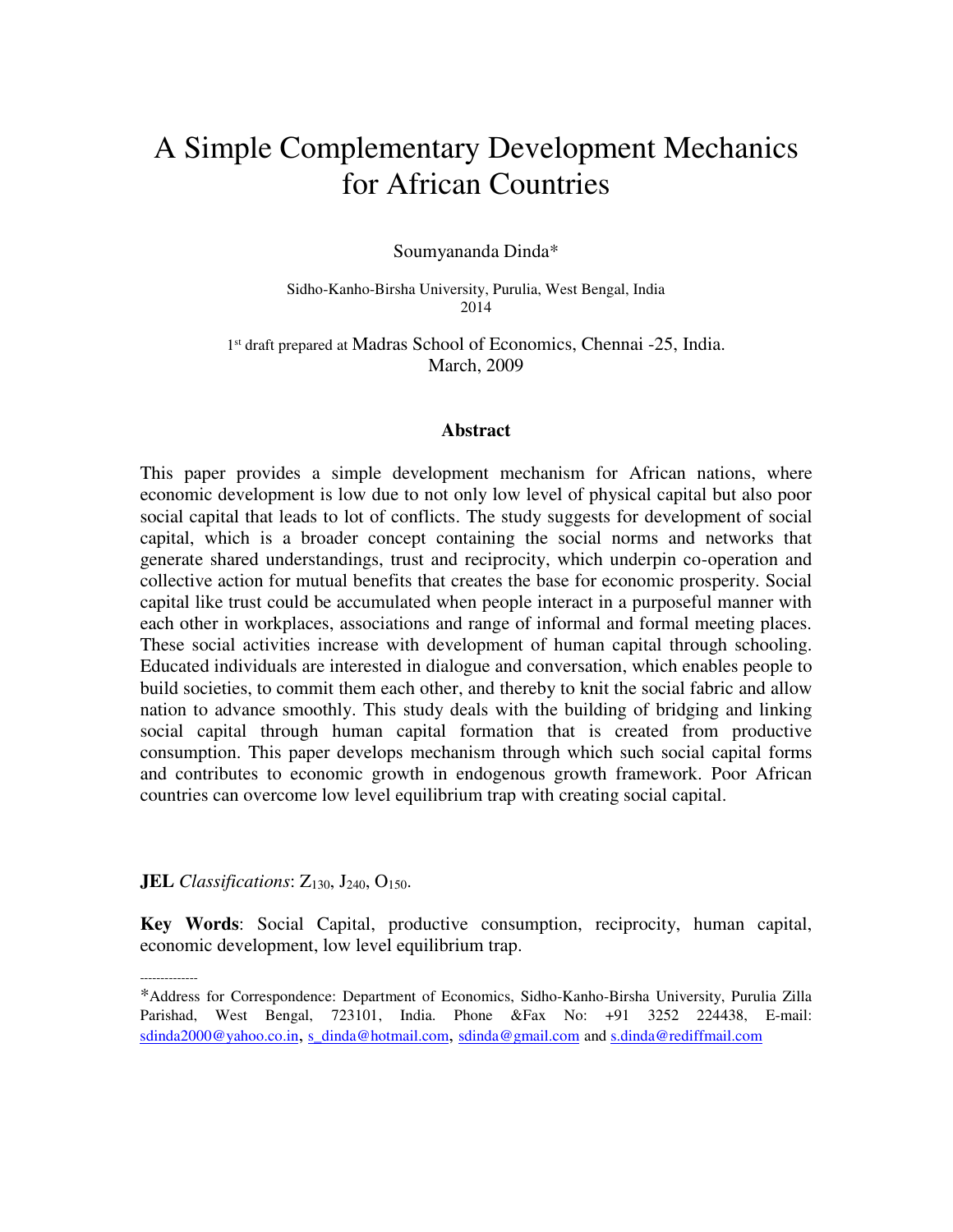# A Simple Complementary Development Mechanics for African Countries

Soumyananda Dinda*

Sidho-Kanho-Birsha University, Purulia, West Bengal, India
2014

1st draft prepared at Madras School of Economics, Chennai -25, India.
March, 2009

### Abstract

This paper provides a simple development mechanism for African nations, where economic development is low due to not only low level of physical capital but also poor social capital that leads to lot of conflicts. The study suggests for development of social capital, which is a broader concept containing the social norms and networks that generate shared understandings, trust and reciprocity, which underpin co-operation and collective action for mutual benefits that creates the base for economic prosperity. Social capital like trust could be accumulated when people interact in a purposeful manner with each other in workplaces, associations and range of informal and formal meeting places. These social activities increase with development of human capital through schooling. Educated individuals are interested in dialogue and conversation, which enables people to build societies, to commit them each other, and thereby to knit the social fabric and allow nation to advance smoothly. This study deals with the building of bridging and linking social capital through human capital formation that is created from productive consumption. This paper develops mechanism through which such social capital forms and contributes to economic growth in endogenous growth framework. Poor African countries can overcome low level equilibrium trap with creating social capital.

**JEL** *Classifications*: $Z_{130}$, $J_{240}$, $O_{150}$.

**Key Words**: Social Capital, productive consumption, reciprocity, human capital, economic development, low level equilibrium trap.

--------------

*Address for Correspondence: Department of Economics, Sidho-Kanho-Birsha University, Purulia Zilla Parishad, West Bengal, 723101, India. Phone &Fax No: +91 3252 224438, E-mail: sdinda2000@yahoo.co.in, s_dinda@hotmail.com, sdinda@gmail.com and s.dinda@rediffmail.com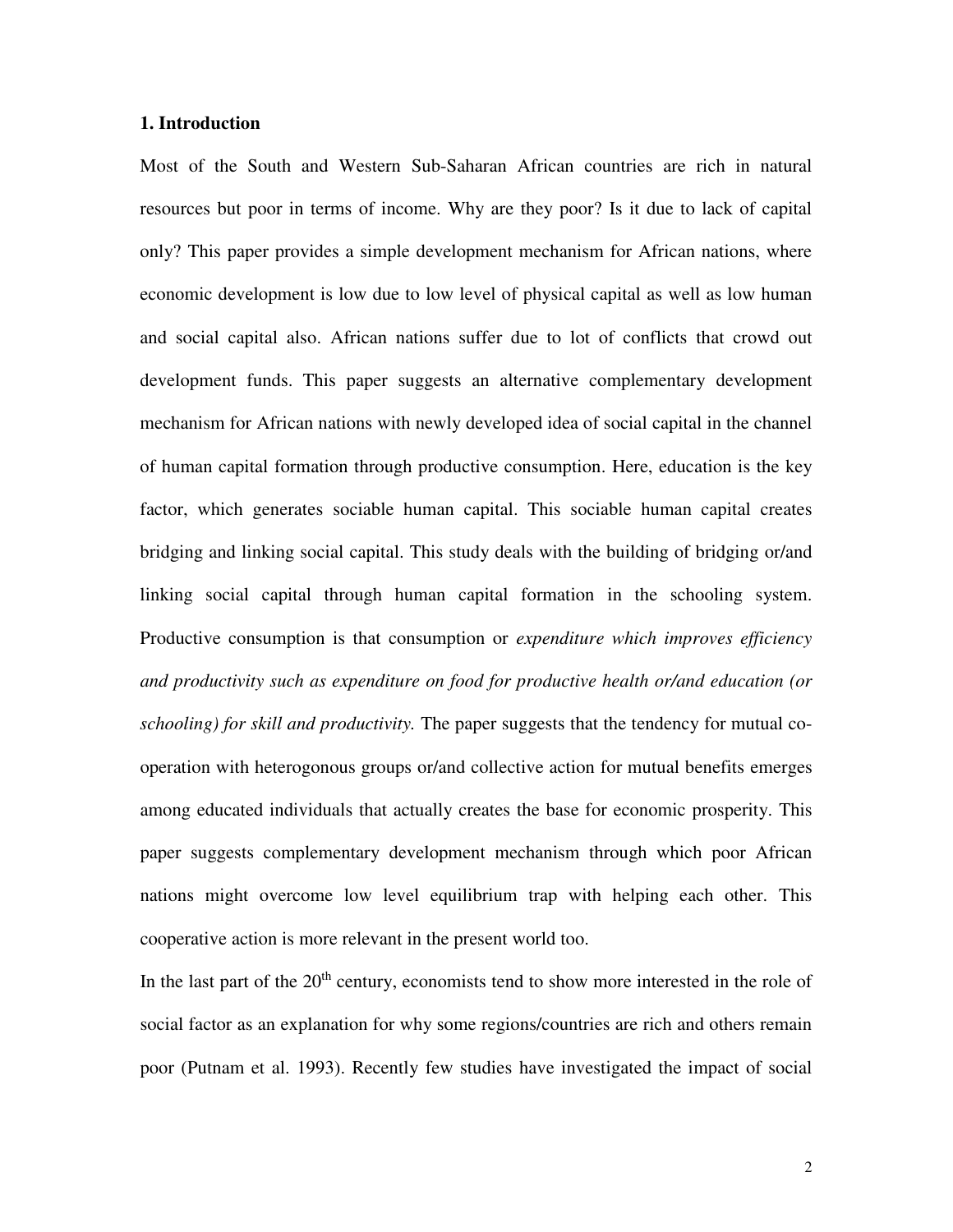## 1. Introduction

Most of the South and Western Sub-Saharan African countries are rich in natural resources but poor in terms of income. Why are they poor? Is it due to lack of capital only? This paper provides a simple development mechanism for African nations, where economic development is low due to low level of physical capital as well as low human and social capital also. African nations suffer due to lot of conflicts that crowd out development funds. This paper suggests an alternative complementary development mechanism for African nations with newly developed idea of social capital in the channel of human capital formation through productive consumption. Here, education is the key factor, which generates sociable human capital. This sociable human capital creates bridging and linking social capital. This study deals with the building of bridging or/and linking social capital through human capital formation in the schooling system. Productive consumption is that consumption or *expenditure which improves efficiency and productivity such as expenditure on food for productive health or/and education (or schooling) for skill and productivity.* The paper suggests that the tendency for mutual co-operation with heterogonous groups or/and collective action for mutual benefits emerges among educated individuals that actually creates the base for economic prosperity. This paper suggests complementary development mechanism through which poor African nations might overcome low level equilibrium trap with helping each other. This cooperative action is more relevant in the present world too.

In the last part of the 20th century, economists tend to show more interested in the role of social factor as an explanation for why some regions/countries are rich and others remain poor (Putnam et al. 1993). Recently few studies have investigated the impact of social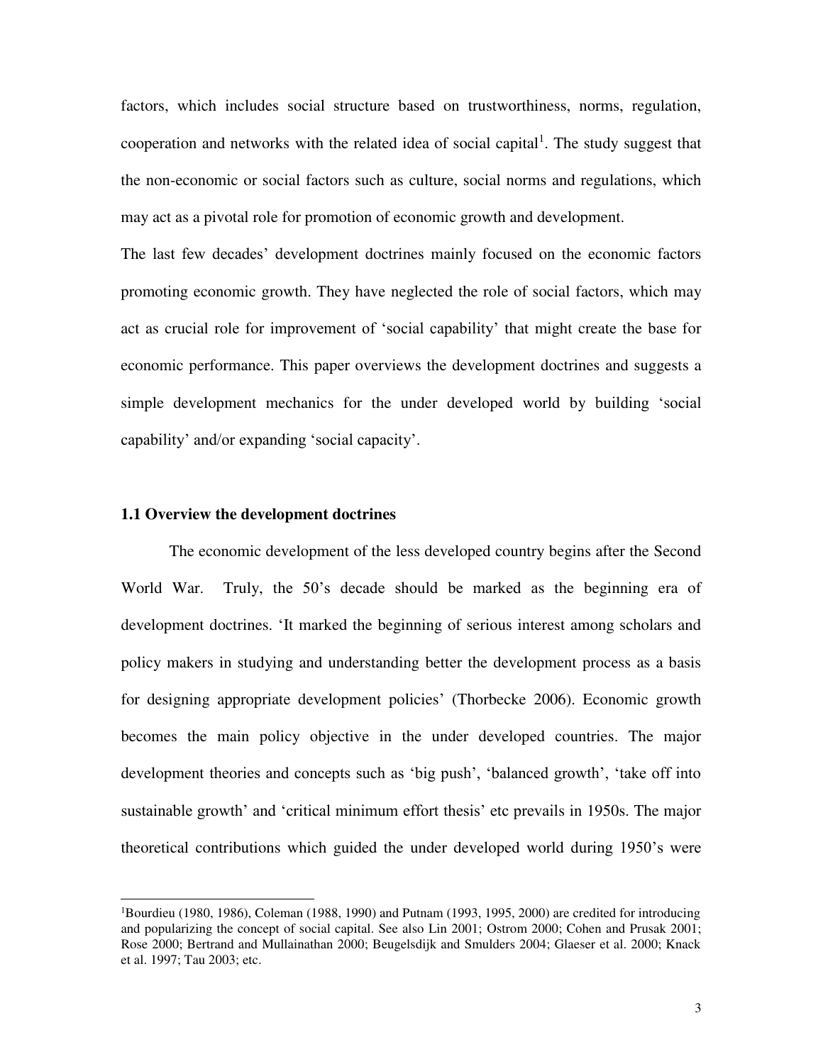factors, which includes social structure based on trustworthiness, norms, regulation, cooperation and networks with the related idea of social capital[1]. The study suggest that the non-economic or social factors such as culture, social norms and regulations, which may act as a pivotal role for promotion of economic growth and development.

The last few decades' development doctrines mainly focused on the economic factors promoting economic growth. They have neglected the role of social factors, which may act as crucial role for improvement of 'social capability' that might create the base for economic performance. This paper overviews the development doctrines and suggests a simple development mechanics for the under developed world by building 'social capability' and/or expanding 'social capacity'.

### 1.1 Overview the development doctrines

The economic development of the less developed country begins after the Second World War. Truly, the 50's decade should be marked as the beginning era of development doctrines. 'It marked the beginning of serious interest among scholars and policy makers in studying and understanding better the development process as a basis for designing appropriate development policies' (Thorbecke 2006). Economic growth becomes the main policy objective in the under developed countries. The major development theories and concepts such as 'big push', 'balanced growth', 'take off into sustainable growth' and 'critical minimum effort thesis' etc prevails in 1950s. The major theoretical contributions which guided the under developed world during 1950's were

---

[1] Bourdieu (1980, 1986), Coleman (1988, 1990) and Putnam (1993, 1995, 2000) are credited for introducing and popularizing the concept of social capital. See also Lin 2001; Ostrom 2000; Cohen and Prusak 2001; Rose 2000; Bertrand and Mullainathan 2000; Beugelsdijk and Smulders 2004; Glaeser et al. 2000; Knack et al. 1997; Tau 2003; etc.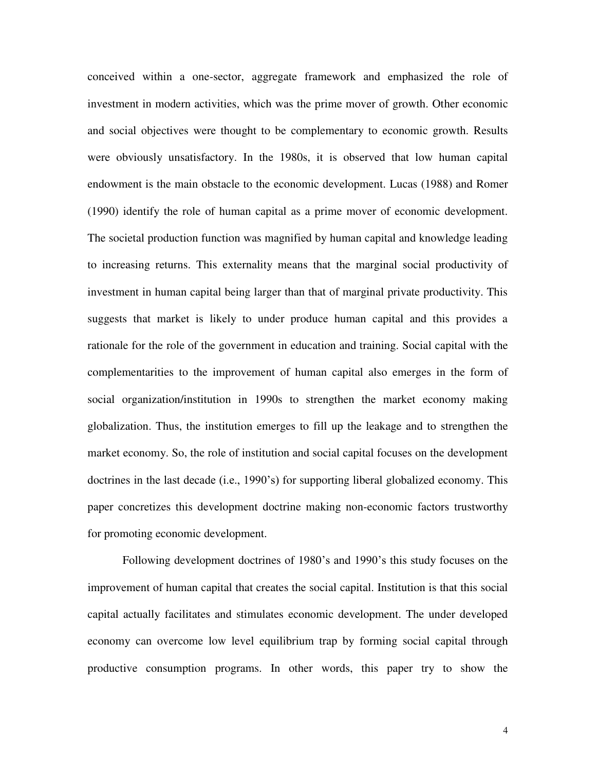conceived within a one-sector, aggregate framework and emphasized the role of investment in modern activities, which was the prime mover of growth. Other economic and social objectives were thought to be complementary to economic growth. Results were obviously unsatisfactory. In the 1980s, it is observed that low human capital endowment is the main obstacle to the economic development. Lucas (1988) and Romer (1990) identify the role of human capital as a prime mover of economic development. The societal production function was magnified by human capital and knowledge leading to increasing returns. This externality means that the marginal social productivity of investment in human capital being larger than that of marginal private productivity. This suggests that market is likely to under produce human capital and this provides a rationale for the role of the government in education and training. Social capital with the complementarities to the improvement of human capital also emerges in the form of social organization/institution in 1990s to strengthen the market economy making globalization. Thus, the institution emerges to fill up the leakage and to strengthen the market economy. So, the role of institution and social capital focuses on the development doctrines in the last decade (i.e., 1990's) for supporting liberal globalized economy. This paper concretizes this development doctrine making non-economic factors trustworthy for promoting economic development.

Following development doctrines of 1980's and 1990's this study focuses on the improvement of human capital that creates the social capital. Institution is that this social capital actually facilitates and stimulates economic development. The under developed economy can overcome low level equilibrium trap by forming social capital through productive consumption programs. In other words, this paper try to show the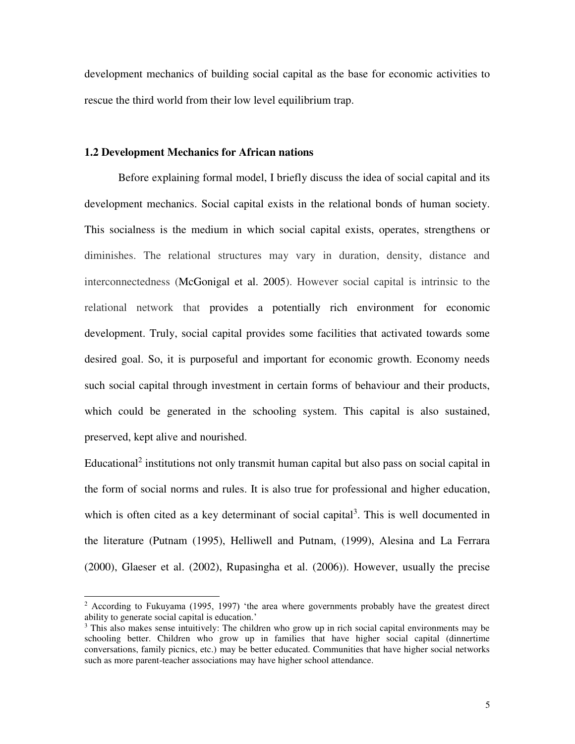development mechanics of building social capital as the base for economic activities to rescue the third world from their low level equilibrium trap.

### 1.2 Development Mechanics for African nations

Before explaining formal model, I briefly discuss the idea of social capital and its development mechanics. Social capital exists in the relational bonds of human society. This socialness is the medium in which social capital exists, operates, strengthens or diminishes. The relational structures may vary in duration, density, distance and interconnectedness (McGonigal et al. 2005). However social capital is intrinsic to the relational network that provides a potentially rich environment for economic development. Truly, social capital provides some facilities that activated towards some desired goal. So, it is purposeful and important for economic growth. Economy needs such social capital through investment in certain forms of behaviour and their products, which could be generated in the schooling system. This capital is also sustained, preserved, kept alive and nourished.

Educational[2] institutions not only transmit human capital but also pass on social capital in the form of social norms and rules. It is also true for professional and higher education, which is often cited as a key determinant of social capital[3]. This is well documented in the literature (Putnam (1995), Helliwell and Putnam, (1999), Alesina and La Ferrara (2000), Glaeser et al. (2002), Rupasingha et al. (2006)). However, usually the precise

---

[2] According to Fukuyama (1995, 1997) 'the area where governments probably have the greatest direct ability to generate social capital is education.'

[3] This also makes sense intuitively: The children who grow up in rich social capital environments may be schooling better. Children who grow up in families that have higher social capital (dinnertime conversations, family picnics, etc.) may be better educated. Communities that have higher social networks such as more parent-teacher associations may have higher school attendance.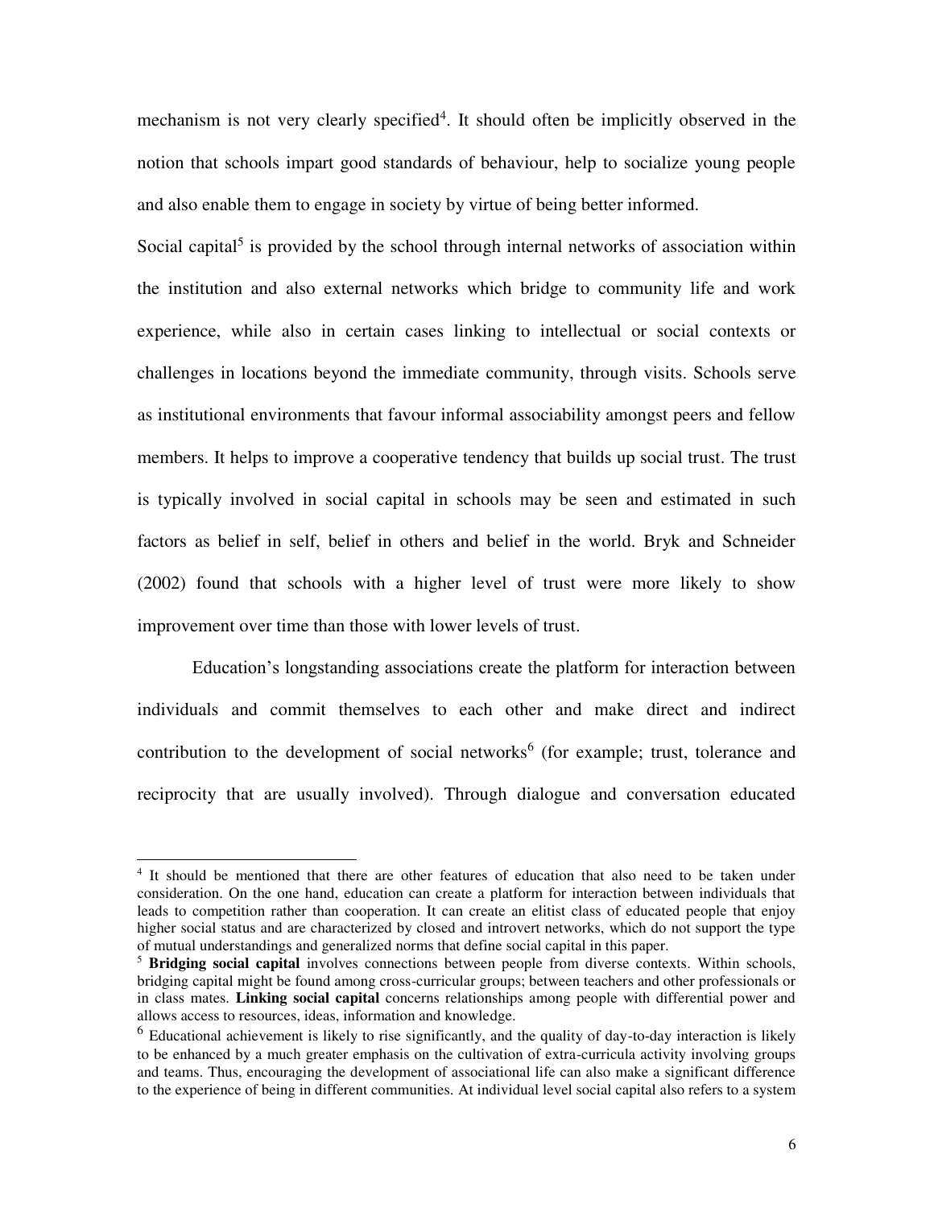mechanism is not very clearly specified[4]. It should often be implicitly observed in the notion that schools impart good standards of behaviour, help to socialize young people and also enable them to engage in society by virtue of being better informed.

Social capital[5] is provided by the school through internal networks of association within the institution and also external networks which bridge to community life and work experience, while also in certain cases linking to intellectual or social contexts or challenges in locations beyond the immediate community, through visits. Schools serve as institutional environments that favour informal associability amongst peers and fellow members. It helps to improve a cooperative tendency that builds up social trust. The trust is typically involved in social capital in schools may be seen and estimated in such factors as belief in self, belief in others and belief in the world. Bryk and Schneider (2002) found that schools with a higher level of trust were more likely to show improvement over time than those with lower levels of trust.

Education's longstanding associations create the platform for interaction between individuals and commit themselves to each other and make direct and indirect contribution to the development of social networks[6] (for example; trust, tolerance and reciprocity that are usually involved). Through dialogue and conversation educated

---

[4] It should be mentioned that there are other features of education that also need to be taken under consideration. On the one hand, education can create a platform for interaction between individuals that leads to competition rather than cooperation. It can create an elitist class of educated people that enjoy higher social status and are characterized by closed and introvert networks, which do not support the type of mutual understandings and generalized norms that define social capital in this paper.

[5] **Bridging social capital** involves connections between people from diverse contexts. Within schools, bridging capital might be found among cross-curricular groups; between teachers and other professionals or in class mates. **Linking social capital** concerns relationships among people with differential power and allows access to resources, ideas, information and knowledge.

[6] Educational achievement is likely to rise significantly, and the quality of day-to-day interaction is likely to be enhanced by a much greater emphasis on the cultivation of extra-curricula activity involving groups and teams. Thus, encouraging the development of associational life can also make a significant difference to the experience of being in different communities. At individual level social capital also refers to a system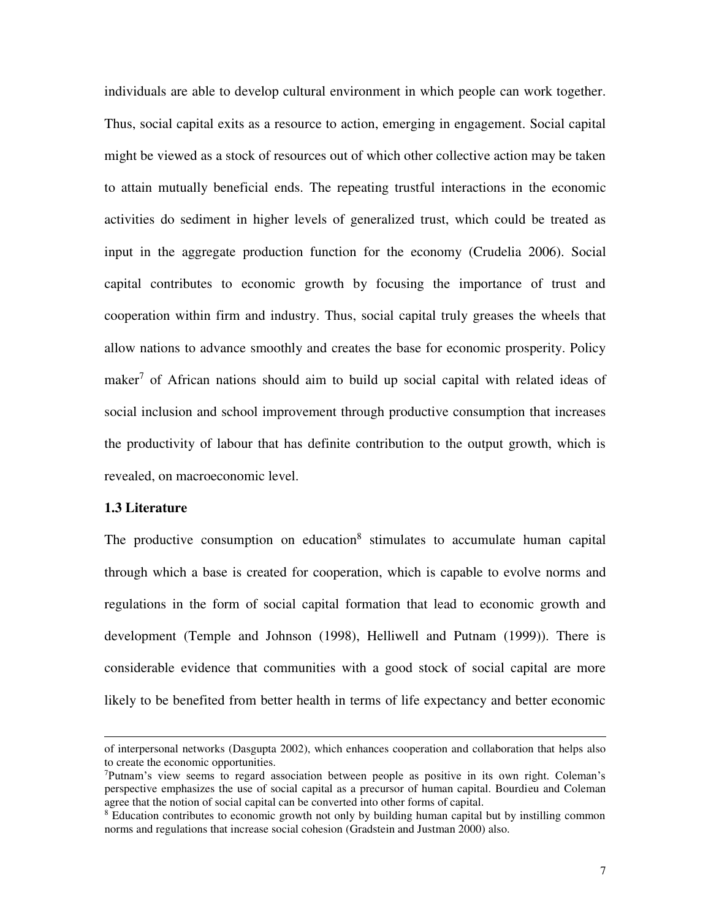individuals are able to develop cultural environment in which people can work together. Thus, social capital exits as a resource to action, emerging in engagement. Social capital might be viewed as a stock of resources out of which other collective action may be taken to attain mutually beneficial ends. The repeating trustful interactions in the economic activities do sediment in higher levels of generalized trust, which could be treated as input in the aggregate production function for the economy (Crudelia 2006). Social capital contributes to economic growth by focusing the importance of trust and cooperation within firm and industry. Thus, social capital truly greases the wheels that allow nations to advance smoothly and creates the base for economic prosperity. Policy maker[7] of African nations should aim to build up social capital with related ideas of social inclusion and school improvement through productive consumption that increases the productivity of labour that has definite contribution to the output growth, which is revealed, on macroeconomic level.

### 1.3 Literature

The productive consumption on education[8] stimulates to accumulate human capital through which a base is created for cooperation, which is capable to evolve norms and regulations in the form of social capital formation that lead to economic growth and development (Temple and Johnson (1998), Helliwell and Putnam (1999)). There is considerable evidence that communities with a good stock of social capital are more likely to be benefited from better health in terms of life expectancy and better economic

---

of interpersonal networks (Dasgupta 2002), which enhances cooperation and collaboration that helps also to create the economic opportunities.

[7] Putnam's view seems to regard association between people as positive in its own right. Coleman's perspective emphasizes the use of social capital as a precursor of human capital. Bourdieu and Coleman agree that the notion of social capital can be converted into other forms of capital.

[8] Education contributes to economic growth not only by building human capital but by instilling common norms and regulations that increase social cohesion (Gradstein and Justman 2000) also.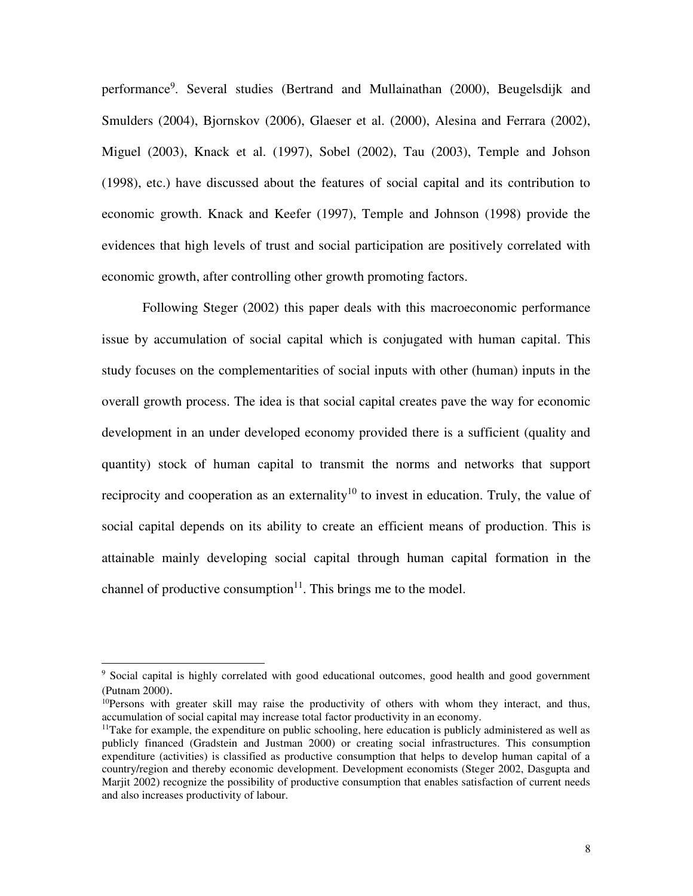performance[9]. Several studies (Bertrand and Mullainathan (2000), Beugelsdijk and Smulders (2004), Bjornskov (2006), Glaeser et al. (2000), Alesina and Ferrara (2002), Miguel (2003), Knack et al. (1997), Sobel (2002), Tau (2003), Temple and Johson (1998), etc.) have discussed about the features of social capital and its contribution to economic growth. Knack and Keefer (1997), Temple and Johnson (1998) provide the evidences that high levels of trust and social participation are positively correlated with economic growth, after controlling other growth promoting factors.

Following Steger (2002) this paper deals with this macroeconomic performance issue by accumulation of social capital which is conjugated with human capital. This study focuses on the complementarities of social inputs with other (human) inputs in the overall growth process. The idea is that social capital creates pave the way for economic development in an under developed economy provided there is a sufficient (quality and quantity) stock of human capital to transmit the norms and networks that support reciprocity and cooperation as an externality[10] to invest in education. Truly, the value of social capital depends on its ability to create an efficient means of production. This is attainable mainly developing social capital through human capital formation in the channel of productive consumption[11]. This brings me to the model.

---

[9] Social capital is highly correlated with good educational outcomes, good health and good government (Putnam 2000).

[10] Persons with greater skill may raise the productivity of others with whom they interact, and thus, accumulation of social capital may increase total factor productivity in an economy.

[11] Take for example, the expenditure on public schooling, here education is publicly administered as well as publicly financed (Gradstein and Justman 2000) or creating social infrastructures. This consumption expenditure (activities) is classified as productive consumption that helps to develop human capital of a country/region and thereby economic development. Development economists (Steger 2002, Dasgupta and Marjit 2002) recognize the possibility of productive consumption that enables satisfaction of current needs and also increases productivity of labour.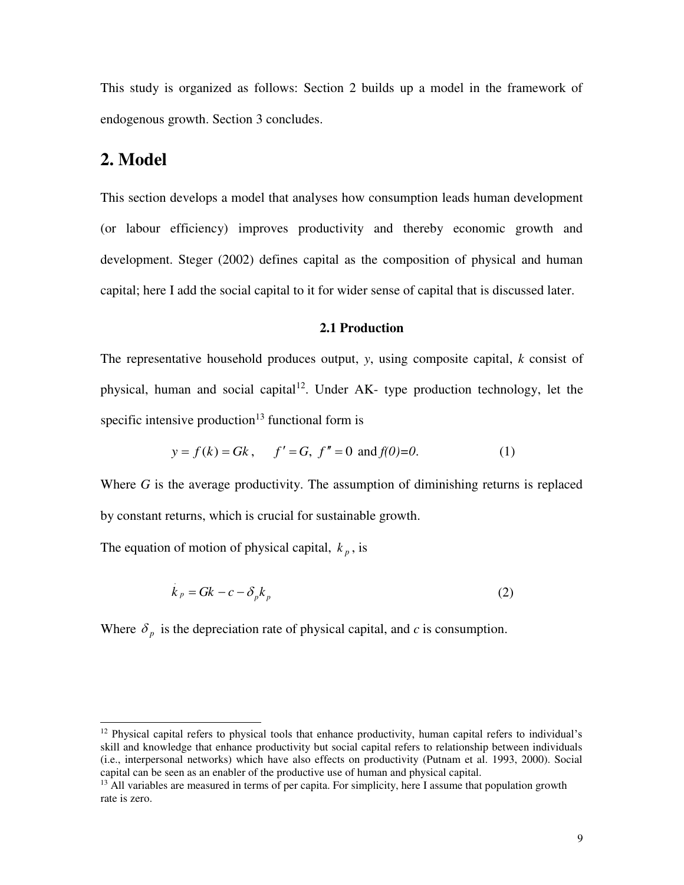This study is organized as follows: Section 2 builds up a model in the framework of endogenous growth. Section 3 concludes.

## 2. Model

This section develops a model that analyses how consumption leads human development (or labour efficiency) improves productivity and thereby economic growth and development. Steger (2002) defines capital as the composition of physical and human capital; here I add the social capital to it for wider sense of capital that is discussed later.

### 2.1 Production

The representative household produces output, $y$, using composite capital, $k$ consist of physical, human and social capital[12]. Under AK- type production technology, let the specific intensive production[13] functional form is

$$y = f(k) = Gk, \quad f' = G, \; f'' = 0 \text{ and } f(0)=0. \tag{1}$$

Where $G$ is the average productivity. The assumption of diminishing returns is replaced by constant returns, which is crucial for sustainable growth.

The equation of motion of physical capital, $k_p$, is

$$\dot{k}_p = Gk - c - \delta_p k_p \tag{2}$$

Where $\delta_p$ is the depreciation rate of physical capital, and $c$ is consumption.

---

[12] Physical capital refers to physical tools that enhance productivity, human capital refers to individual's skill and knowledge that enhance productivity but social capital refers to relationship between individuals (i.e., interpersonal networks) which have also effects on productivity (Putnam et al. 1993, 2000). Social capital can be seen as an enabler of the productive use of human and physical capital.

[13] All variables are measured in terms of per capita. For simplicity, here I assume that population growth rate is zero.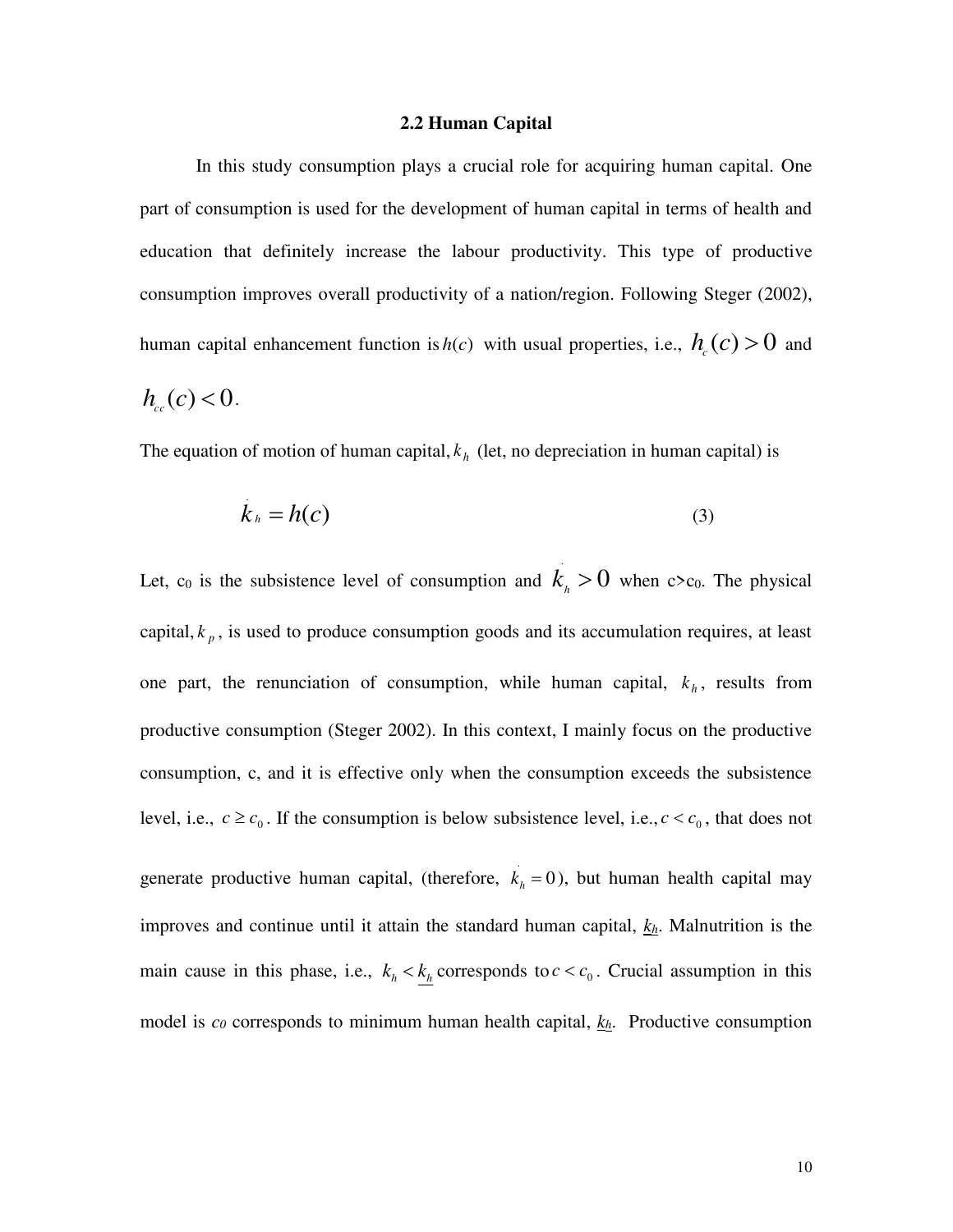### 2.2 Human Capital

In this study consumption plays a crucial role for acquiring human capital. One part of consumption is used for the development of human capital in terms of health and education that definitely increase the labour productivity. This type of productive consumption improves overall productivity of a nation/region. Following Steger (2002), human capital enhancement function is $h(c)$ with usual properties, i.e., $h_c(c) > 0$ and $h_{cc}(c) < 0$.

The equation of motion of human capital, $k_h$ (let, no depreciation in human capital) is

$$\dot{k}_h = h(c) \tag{3}$$

Let, $c_0$ is the subsistence level of consumption and $\dot{k}_h > 0$ when $c > c_0$. The physical capital, $k_p$, is used to produce consumption goods and its accumulation requires, at least one part, the renunciation of consumption, while human capital, $k_h$, results from productive consumption (Steger 2002). In this context, I mainly focus on the productive consumption, c, and it is effective only when the consumption exceeds the subsistence level, i.e., $c \geq c_0$. If the consumption is below subsistence level, i.e., $c < c_0$, that does not generate productive human capital, (therefore, $\dot{k}_h = 0$), but human health capital may improves and continue until it attain the standard human capital, $\underline{k_h}$. Malnutrition is the main cause in this phase, i.e., $k_h < \underline{k_h}$ corresponds to $c < c_0$. Crucial assumption in this model is $c_0$ corresponds to minimum human health capital, $\underline{k_h}$. Productive consumption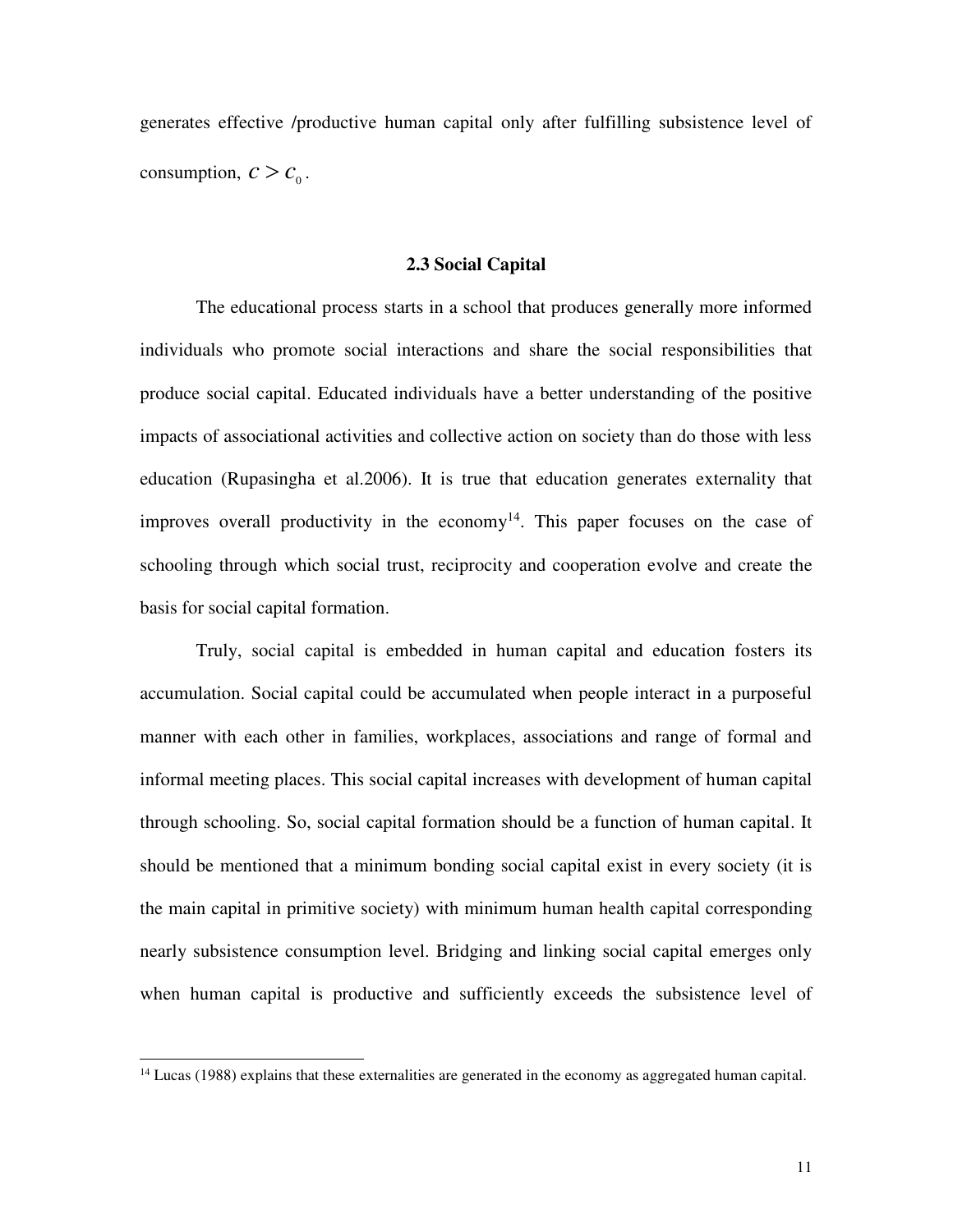generates effective /productive human capital only after fulfilling subsistence level of consumption, $c > c_0$.

### 2.3 Social Capital

The educational process starts in a school that produces generally more informed individuals who promote social interactions and share the social responsibilities that produce social capital. Educated individuals have a better understanding of the positive impacts of associational activities and collective action on society than do those with less education (Rupasingha et al.2006). It is true that education generates externality that improves overall productivity in the economy[14]. This paper focuses on the case of schooling through which social trust, reciprocity and cooperation evolve and create the basis for social capital formation.

Truly, social capital is embedded in human capital and education fosters its accumulation. Social capital could be accumulated when people interact in a purposeful manner with each other in families, workplaces, associations and range of formal and informal meeting places. This social capital increases with development of human capital through schooling. So, social capital formation should be a function of human capital. It should be mentioned that a minimum bonding social capital exist in every society (it is the main capital in primitive society) with minimum human health capital corresponding nearly subsistence consumption level. Bridging and linking social capital emerges only when human capital is productive and sufficiently exceeds the subsistence level of

---

[14] Lucas (1988) explains that these externalities are generated in the economy as aggregated human capital.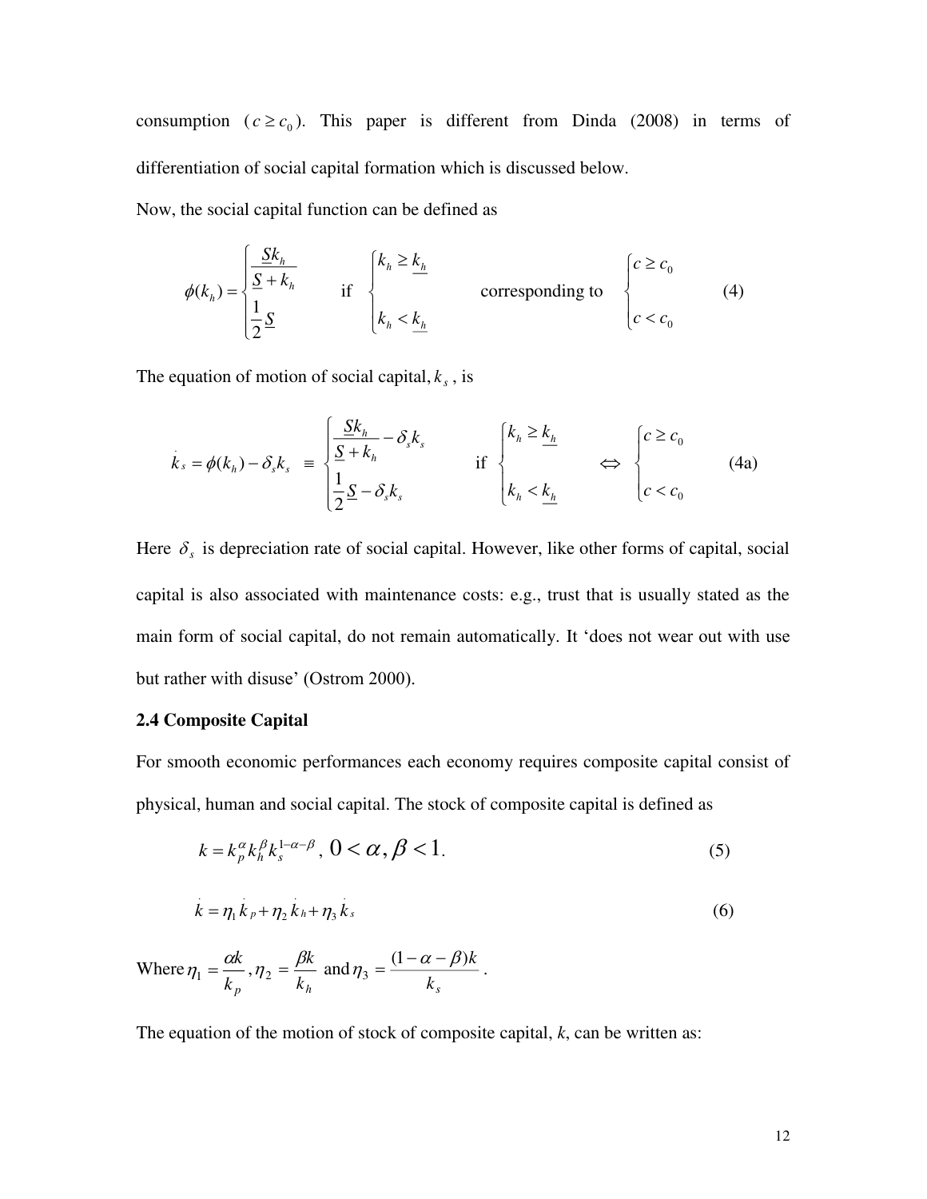consumption ($c \geq c_0$). This paper is different from Dinda (2008) in terms of differentiation of social capital formation which is discussed below.

Now, the social capital function can be defined as

$$\phi(k_h) = \begin{cases} \dfrac{\underline{S}k_h}{\underline{S} + k_h} \\ \dfrac{1}{2}\underline{S} \end{cases} \quad \text{if} \quad \begin{cases} k_h \geq \underline{k_h} \\ k_h < \underline{k_h} \end{cases} \quad \text{corresponding to} \quad \begin{cases} c \geq c_0 \\ c < c_0 \end{cases} \tag{4}$$

The equation of motion of social capital, $k_s$, is

$$\dot{k}_s = \phi(k_h) - \delta_s k_s \equiv \begin{cases} \dfrac{\underline{S}k_h}{\underline{S} + k_h} - \delta_s k_s \\ \dfrac{1}{2}\underline{S} - \delta_s k_s \end{cases} \quad \text{if} \quad \begin{cases} k_h \geq \underline{k_h} \\ k_h < \underline{k_h} \end{cases} \Leftrightarrow \begin{cases} c \geq c_0 \\ c < c_0 \end{cases} \tag{4a}$$

Here $\delta_s$ is depreciation rate of social capital. However, like other forms of capital, social capital is also associated with maintenance costs: e.g., trust that is usually stated as the main form of social capital, do not remain automatically. It 'does not wear out with use but rather with disuse' (Ostrom 2000).

**2.4 Composite Capital**

For smooth economic performances each economy requires composite capital consist of physical, human and social capital. The stock of composite capital is defined as

$$k = k_p^{\alpha} k_h^{\beta} k_s^{1-\alpha-\beta}, \; 0 < \alpha, \beta < 1. \tag{5}$$

$$\dot{k} = \eta_1 \dot{k}_p + \eta_2 \dot{k}_h + \eta_3 \dot{k}_s \tag{6}$$

Where $\eta_1 = \dfrac{\alpha k}{k_p}$, $\eta_2 = \dfrac{\beta k}{k_h}$ and $\eta_3 = \dfrac{(1-\alpha-\beta)k}{k_s}$.

The equation of the motion of stock of composite capital, *k*, can be written as: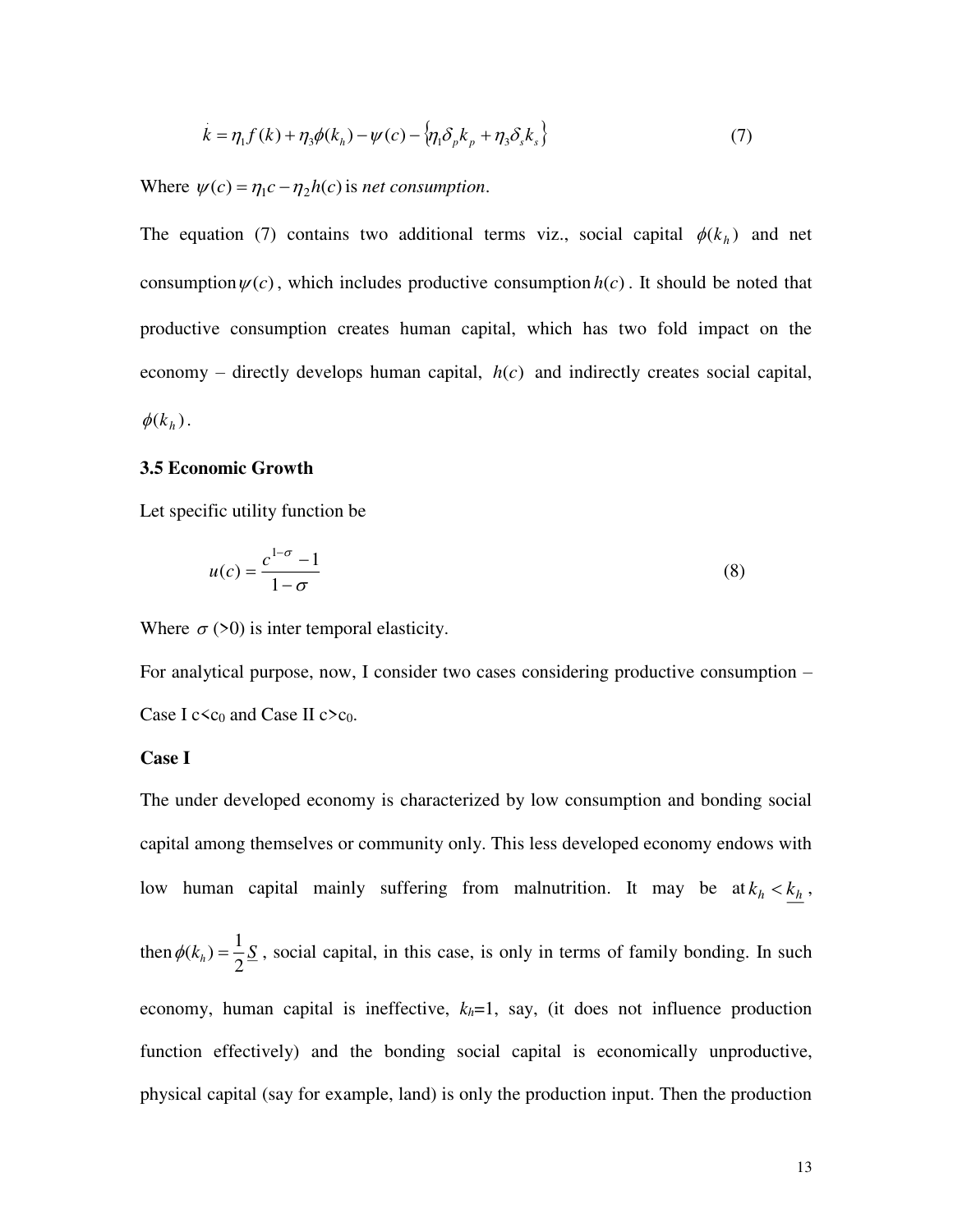$$\dot{k} = \eta_1 f(k) + \eta_3 \phi(k_h) - \psi(c) - \{\eta_1 \delta_p k_p + \eta_3 \delta_s k_s\} \tag{7}$$

Where $\psi(c) = \eta_1 c - \eta_2 h(c)$ is *net consumption*.

The equation (7) contains two additional terms viz., social capital $\phi(k_h)$ and net consumption $\psi(c)$, which includes productive consumption $h(c)$. It should be noted that productive consumption creates human capital, which has two fold impact on the economy – directly develops human capital, $h(c)$ and indirectly creates social capital, $\phi(k_h)$.

### 3.5 Economic Growth

Let specific utility function be

$$u(c) = \frac{c^{1-\sigma} - 1}{1-\sigma} \tag{8}$$

Where $\sigma$ (>0) is inter temporal elasticity.

For analytical purpose, now, I consider two cases considering productive consumption – Case I $c<c_0$ and Case II $c>c_0$.

**Case I**

The under developed economy is characterized by low consumption and bonding social capital among themselves or community only. This less developed economy endows with low human capital mainly suffering from malnutrition. It may be at $k_h < \underline{k_h}$, then $\phi(k_h) = \frac{1}{2}\underline{S}$, social capital, in this case, is only in terms of family bonding. In such economy, human capital is ineffective, $k_h$=1, say, (it does not influence production function effectively) and the bonding social capital is economically unproductive, physical capital (say for example, land) is only the production input. Then the production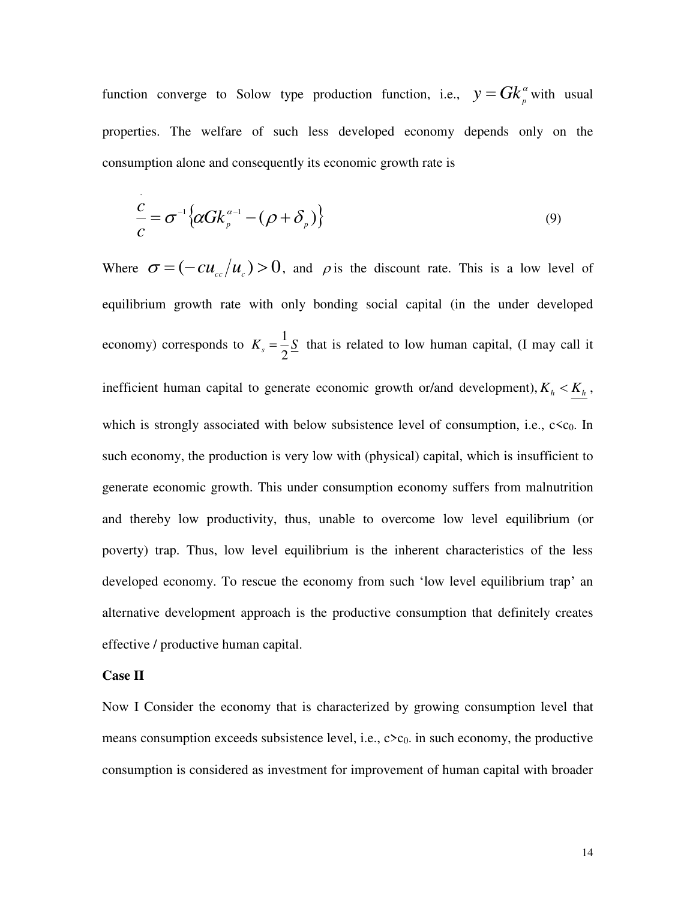function converge to Solow type production function, i.e., $y = Gk_p^{\alpha}$ with usual properties. The welfare of such less developed economy depends only on the consumption alone and consequently its economic growth rate is

$$\frac{\dot{c}}{c} = \sigma^{-1}\left\{\alpha G k_p^{\alpha-1} - (\rho + \delta_p)\right\} \tag{9}$$

Where $\sigma = (-cu_{cc}/u_c) > 0$, and $\rho$ is the discount rate. This is a low level of equilibrium growth rate with only bonding social capital (in the under developed economy) corresponds to $K_s = \frac{1}{2}\underline{S}$ that is related to low human capital, (I may call it inefficient human capital to generate economic growth or/and development), $K_h < \underline{K_h}$, which is strongly associated with below subsistence level of consumption, i.e., $c<c_0$. In such economy, the production is very low with (physical) capital, which is insufficient to generate economic growth. This under consumption economy suffers from malnutrition and thereby low productivity, thus, unable to overcome low level equilibrium (or poverty) trap. Thus, low level equilibrium is the inherent characteristics of the less developed economy. To rescue the economy from such 'low level equilibrium trap' an alternative development approach is the productive consumption that definitely creates effective / productive human capital.

**Case II**

Now I Consider the economy that is characterized by growing consumption level that means consumption exceeds subsistence level, i.e., $c>c_0$. in such economy, the productive consumption is considered as investment for improvement of human capital with broader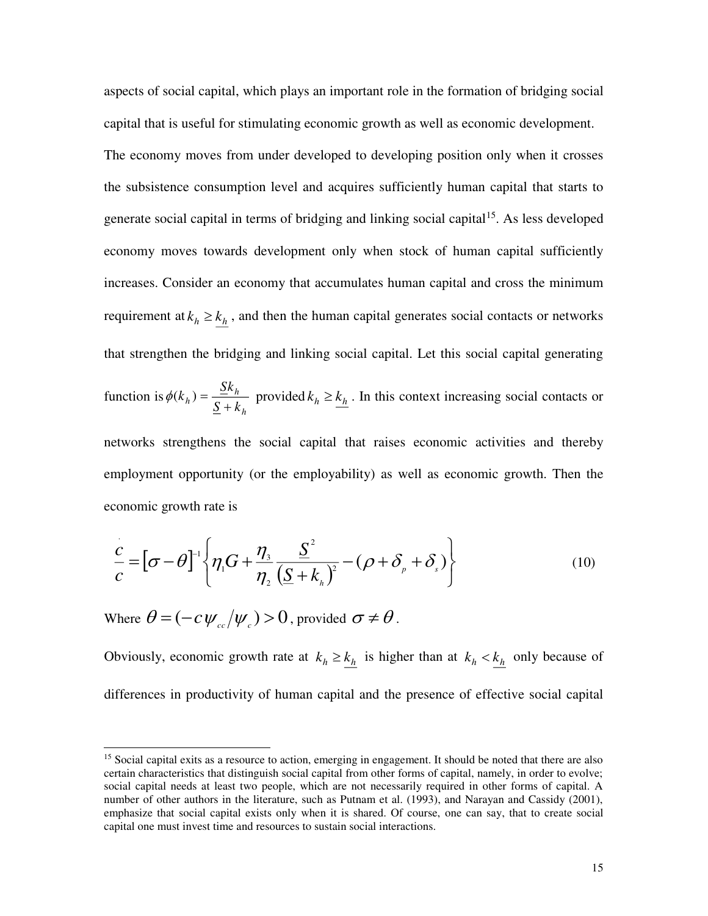aspects of social capital, which plays an important role in the formation of bridging social capital that is useful for stimulating economic growth as well as economic development. The economy moves from under developed to developing position only when it crosses the subsistence consumption level and acquires sufficiently human capital that starts to generate social capital in terms of bridging and linking social capital[15]. As less developed economy moves towards development only when stock of human capital sufficiently increases. Consider an economy that accumulates human capital and cross the minimum requirement at $k_h \geq \underline{k_h}$, and then the human capital generates social contacts or networks that strengthen the bridging and linking social capital. Let this social capital generating function is $\phi(k_h) = \dfrac{\underline{S} k_h}{\underline{S} + k_h}$ provided $k_h \geq \underline{k_h}$. In this context increasing social contacts or networks strengthens the social capital that raises economic activities and thereby employment opportunity (or the employability) as well as economic growth. Then the economic growth rate is

$$\frac{\dot{c}}{c} = [\sigma - \theta]^{-1} \left\{ \eta_1 G + \frac{\eta_3}{\eta_2} \frac{\underline{S}^2}{(\underline{S} + k_h)^2} - (\rho + \delta_p + \delta_s) \right\} \tag{10}$$

Where $\theta = (-c\psi_{cc}/\psi_c) > 0$, provided $\sigma \neq \theta$.

Obviously, economic growth rate at $k_h \geq \underline{k_h}$ is higher than at $k_h < \underline{k_h}$ only because of differences in productivity of human capital and the presence of effective social capital

---

[15] Social capital exits as a resource to action, emerging in engagement. It should be noted that there are also certain characteristics that distinguish social capital from other forms of capital, namely, in order to evolve; social capital needs at least two people, which are not necessarily required in other forms of capital. A number of other authors in the literature, such as Putnam et al. (1993), and Narayan and Cassidy (2001), emphasize that social capital exists only when it is shared. Of course, one can say, that to create social capital one must invest time and resources to sustain social interactions.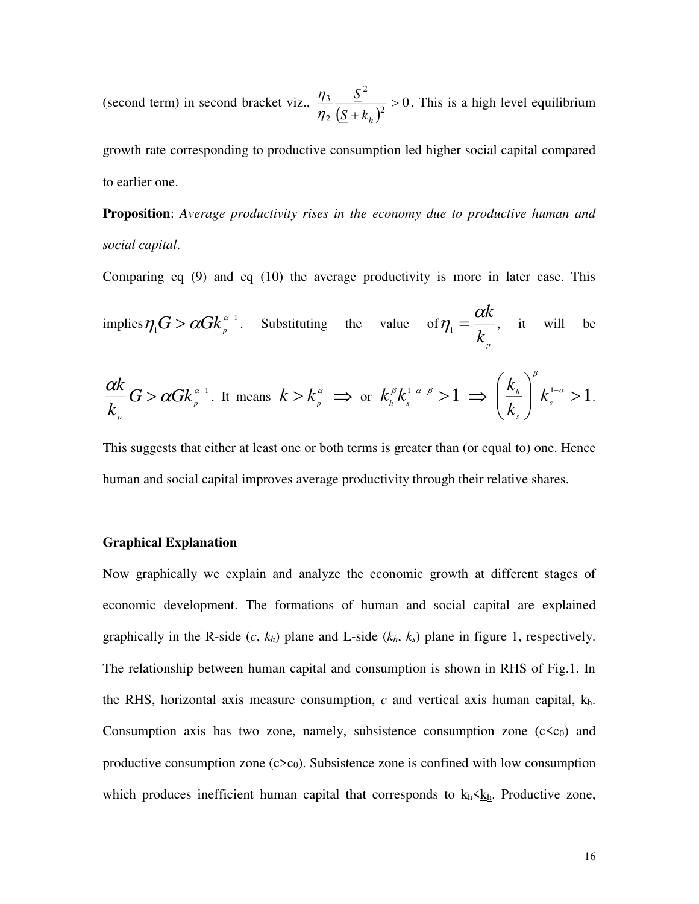(second term) in second bracket viz., $\frac{\eta_3}{\eta_2}\frac{\underline{S}^2}{\left(\underline{S}+k_h\right)^2}>0$. This is a high level equilibrium growth rate corresponding to productive consumption led higher social capital compared to earlier one.

**Proposition**: *Average productivity rises in the economy due to productive human and social capital*.

Comparing eq (9) and eq (10) the average productivity is more in later case. This implies $\eta_1 G > \alpha G k_p^{\alpha-1}$. Substituting the value of $\eta_1 = \frac{\alpha k}{k_p}$, it will be $\frac{\alpha k}{k_p} G > \alpha G k_p^{\alpha-1}$. It means $k > k_p^{\alpha} \Rightarrow$ or $k_h^{\beta} k_s^{1-\alpha-\beta} > 1 \Rightarrow \left(\frac{k_h}{k_s}\right)^{\beta} k_s^{1-\alpha} > 1$.

This suggests that either at least one or both terms is greater than (or equal to) one. Hence human and social capital improves average productivity through their relative shares.

### Graphical Explanation

Now graphically we explain and analyze the economic growth at different stages of economic development. The formations of human and social capital are explained graphically in the R-side ($c$, $k_h$) plane and L-side ($k_h$, $k_s$) plane in figure 1, respectively. The relationship between human capital and consumption is shown in RHS of Fig.1. In the RHS, horizontal axis measure consumption, $c$ and vertical axis human capital, $k_h$. Consumption axis has two zone, namely, subsistence consumption zone ($c<c_0$) and productive consumption zone ($c>c_0$). Subsistence zone is confined with low consumption which produces inefficient human capital that corresponds to $k_h<\underline{k}_h$. Productive zone,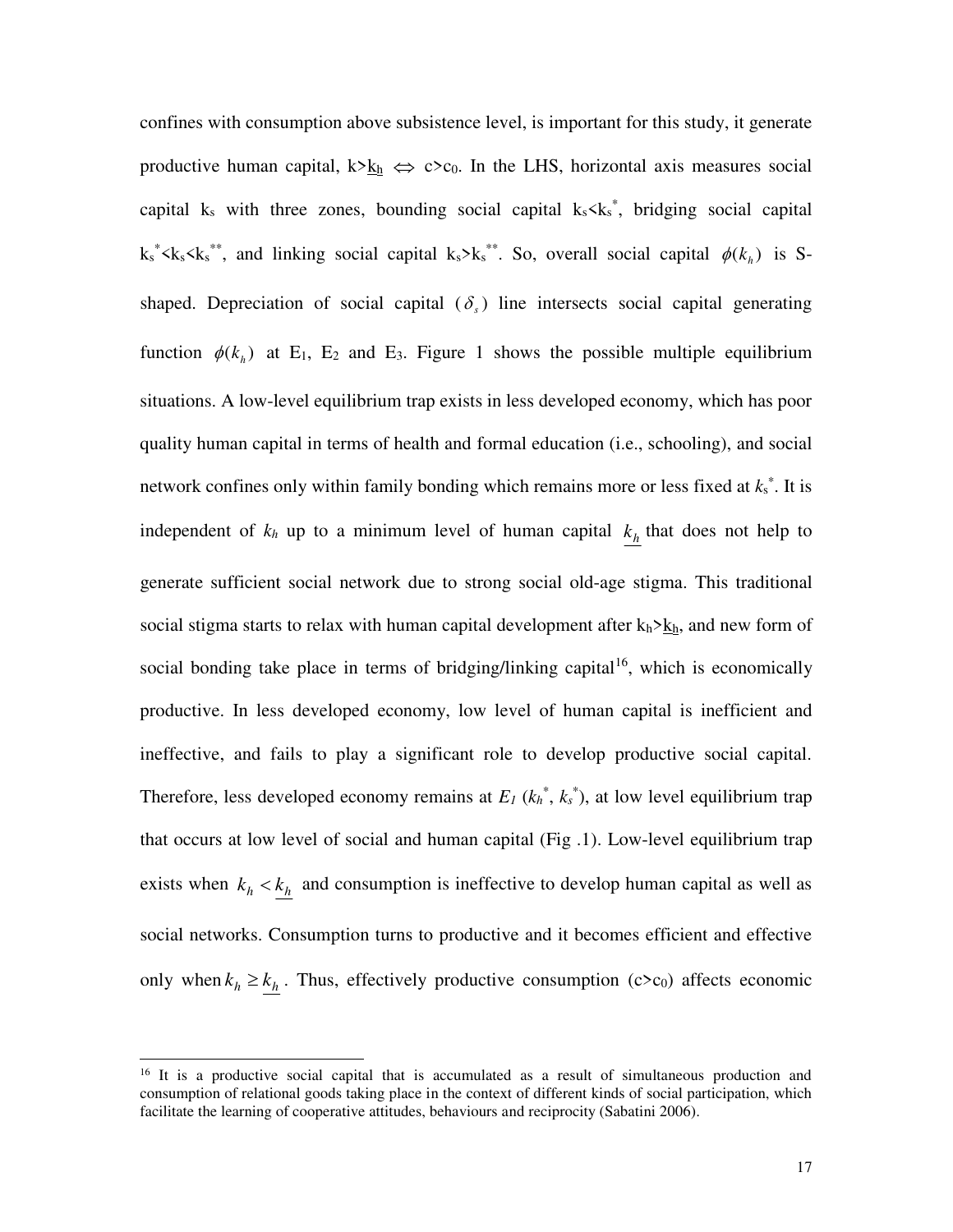confines with consumption above subsistence level, is important for this study, it generate productive human capital, $k>\underline{k_h} \Leftrightarrow c>c_0$. In the LHS, horizontal axis measures social capital $k_s$ with three zones, bounding social capital $k_s<k_s^*$, bridging social capital $k_s^*<k_s<k_s^{**}$, and linking social capital $k_s>k_s^{**}$. So, overall social capital $\phi(k_h)$ is S-shaped. Depreciation of social capital ($\delta_s$) line intersects social capital generating function $\phi(k_h)$ at $E_1$, $E_2$ and $E_3$. Figure 1 shows the possible multiple equilibrium situations. A low-level equilibrium trap exists in less developed economy, which has poor quality human capital in terms of health and formal education (i.e., schooling), and social network confines only within family bonding which remains more or less fixed at $k_s^*$. It is independent of $k_h$ up to a minimum level of human capital $\underline{k_h}$ that does not help to generate sufficient social network due to strong social old-age stigma. This traditional social stigma starts to relax with human capital development after $k_h>\underline{k_h}$, and new form of social bonding take place in terms of bridging/linking capital[16], which is economically productive. In less developed economy, low level of human capital is inefficient and ineffective, and fails to play a significant role to develop productive social capital. Therefore, less developed economy remains at $E_1$ ($k_h^*$, $k_s^*$), at low level equilibrium trap that occurs at low level of social and human capital (Fig .1). Low-level equilibrium trap exists when $k_h < \underline{k_h}$ and consumption is ineffective to develop human capital as well as social networks. Consumption turns to productive and it becomes efficient and effective only when $k_h \geq \underline{k_h}$. Thus, effectively productive consumption ($c>c_0$) affects economic

[16] It is a productive social capital that is accumulated as a result of simultaneous production and consumption of relational goods taking place in the context of different kinds of social participation, which facilitate the learning of cooperative attitudes, behaviours and reciprocity (Sabatini 2006).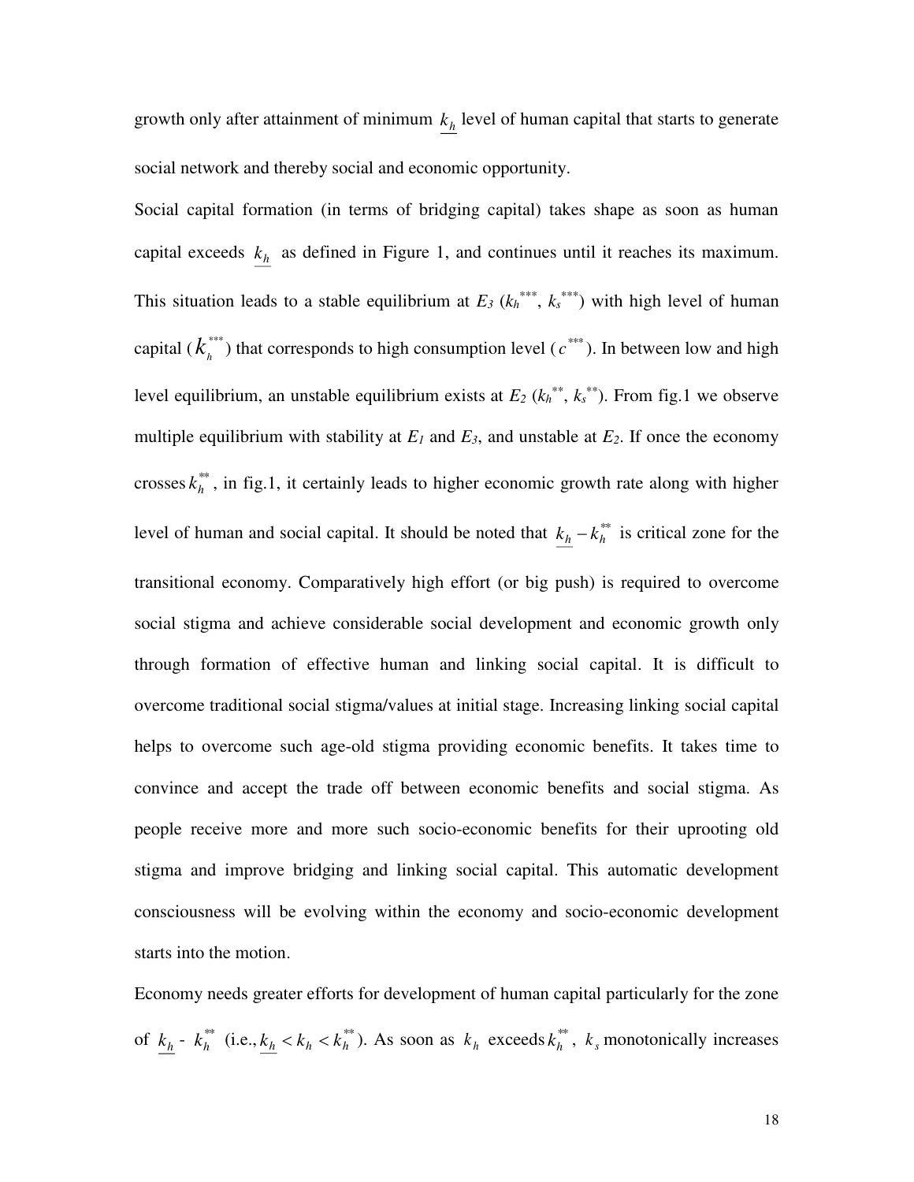growth only after attainment of minimum $\underline{k_h}$ level of human capital that starts to generate social network and thereby social and economic opportunity.

Social capital formation (in terms of bridging capital) takes shape as soon as human capital exceeds $\underline{k_h}$ as defined in Figure 1, and continues until it reaches its maximum. This situation leads to a stable equilibrium at $E_3$ ($k_h^{***}$, $k_s^{***}$) with high level of human capital ($k_h^{***}$) that corresponds to high consumption level ($c^{***}$). In between low and high level equilibrium, an unstable equilibrium exists at $E_2$ ($k_h^{**}$, $k_s^{**}$). From fig.1 we observe multiple equilibrium with stability at $E_1$ and $E_3$, and unstable at $E_2$. If once the economy crosses $k_h^{**}$, in fig.1, it certainly leads to higher economic growth rate along with higher level of human and social capital. It should be noted that $\underline{k_h} - k_h^{**}$ is critical zone for the transitional economy. Comparatively high effort (or big push) is required to overcome social stigma and achieve considerable social development and economic growth only through formation of effective human and linking social capital. It is difficult to overcome traditional social stigma/values at initial stage. Increasing linking social capital helps to overcome such age-old stigma providing economic benefits. It takes time to convince and accept the trade off between economic benefits and social stigma. As people receive more and more such socio-economic benefits for their uprooting old stigma and improve bridging and linking social capital. This automatic development consciousness will be evolving within the economy and socio-economic development starts into the motion.

Economy needs greater efforts for development of human capital particularly for the zone of $\underline{k_h}$ - $k_h^{**}$ (i.e., $\underline{k_h} < k_h < k_h^{**}$). As soon as $k_h$ exceeds $k_h^{**}$, $k_s$ monotonically increases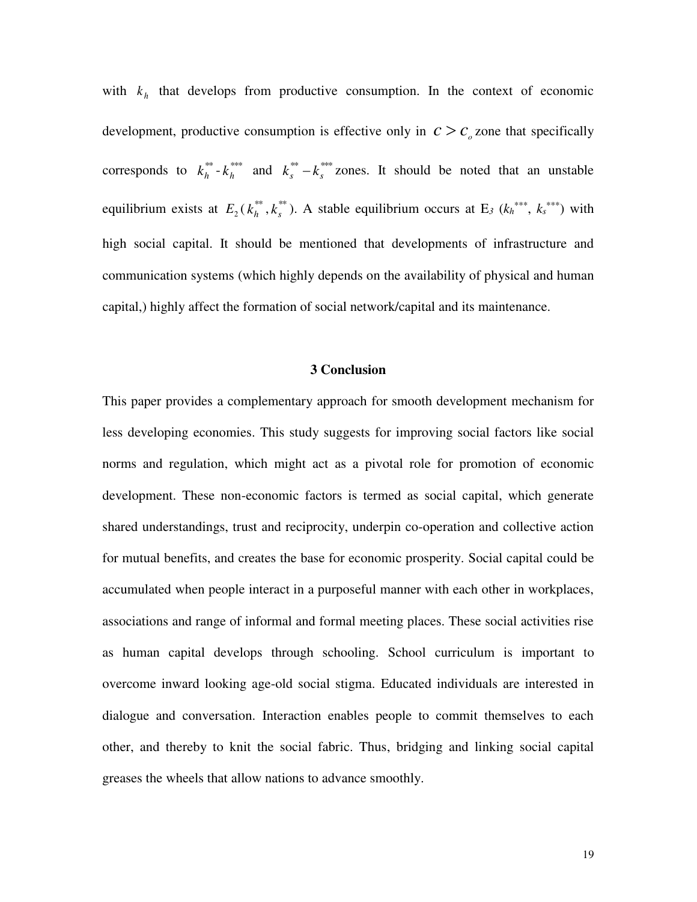with $k_h$ that develops from productive consumption. In the context of economic development, productive consumption is effective only in $c > c_o$ zone that specifically corresponds to $k_h^{**}$ - $k_h^{***}$ and $k_s^{**} - k_s^{***}$ zones. It should be noted that an unstable equilibrium exists at $E_2(k_h^{**}, k_s^{**})$. A stable equilibrium occurs at $E_3$ ($k_h^{***}$, $k_s^{***}$) with high social capital. It should be mentioned that developments of infrastructure and communication systems (which highly depends on the availability of physical and human capital,) highly affect the formation of social network/capital and its maintenance.

## 3 Conclusion

This paper provides a complementary approach for smooth development mechanism for less developing economies. This study suggests for improving social factors like social norms and regulation, which might act as a pivotal role for promotion of economic development. These non-economic factors is termed as social capital, which generate shared understandings, trust and reciprocity, underpin co-operation and collective action for mutual benefits, and creates the base for economic prosperity. Social capital could be accumulated when people interact in a purposeful manner with each other in workplaces, associations and range of informal and formal meeting places. These social activities rise as human capital develops through schooling. School curriculum is important to overcome inward looking age-old social stigma. Educated individuals are interested in dialogue and conversation. Interaction enables people to commit themselves to each other, and thereby to knit the social fabric. Thus, bridging and linking social capital greases the wheels that allow nations to advance smoothly.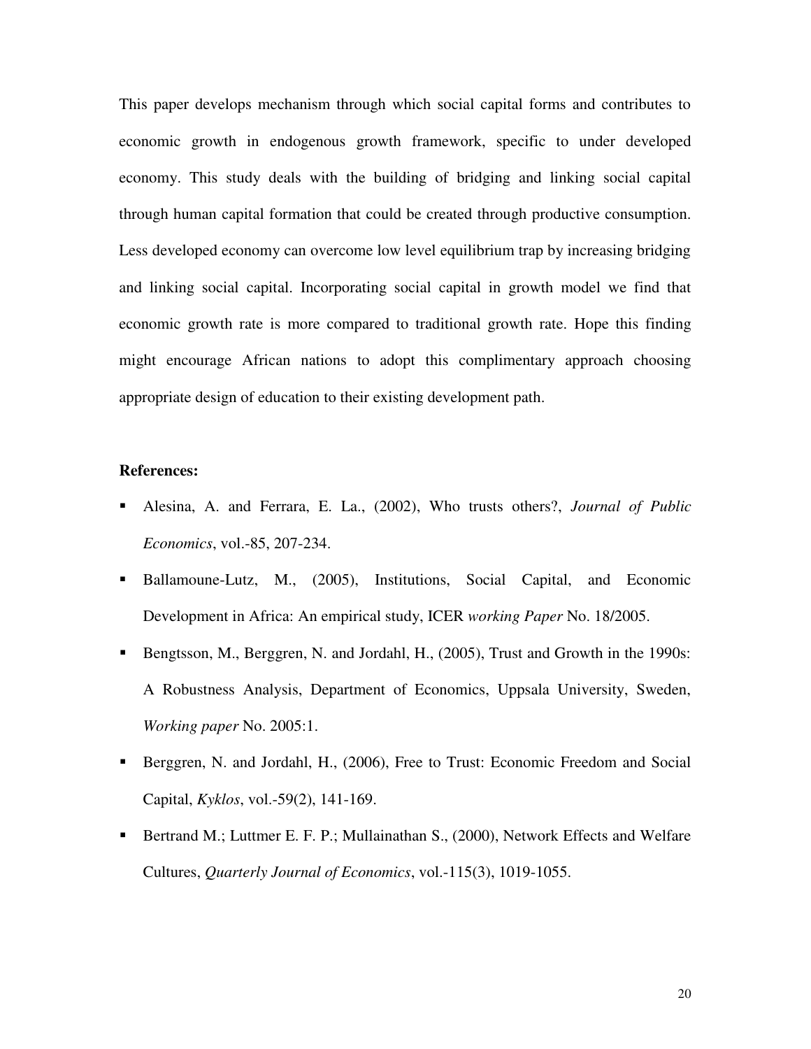This paper develops mechanism through which social capital forms and contributes to economic growth in endogenous growth framework, specific to under developed economy. This study deals with the building of bridging and linking social capital through human capital formation that could be created through productive consumption. Less developed economy can overcome low level equilibrium trap by increasing bridging and linking social capital. Incorporating social capital in growth model we find that economic growth rate is more compared to traditional growth rate. Hope this finding might encourage African nations to adopt this complimentary approach choosing appropriate design of education to their existing development path.

**References:**

- Alesina, A. and Ferrara, E. La., (2002), Who trusts others?, *Journal of Public Economics*, vol.-85, 207-234.
- Ballamoune-Lutz, M., (2005), Institutions, Social Capital, and Economic Development in Africa: An empirical study, ICER *working Paper* No. 18/2005.
- Bengtsson, M., Berggren, N. and Jordahl, H., (2005), Trust and Growth in the 1990s: A Robustness Analysis, Department of Economics, Uppsala University, Sweden, *Working paper* No. 2005:1.
- Berggren, N. and Jordahl, H., (2006), Free to Trust: Economic Freedom and Social Capital, *Kyklos*, vol.-59(2), 141-169.
- Bertrand M.; Luttmer E. F. P.; Mullainathan S., (2000), Network Effects and Welfare Cultures, *Quarterly Journal of Economics*, vol.-115(3), 1019-1055.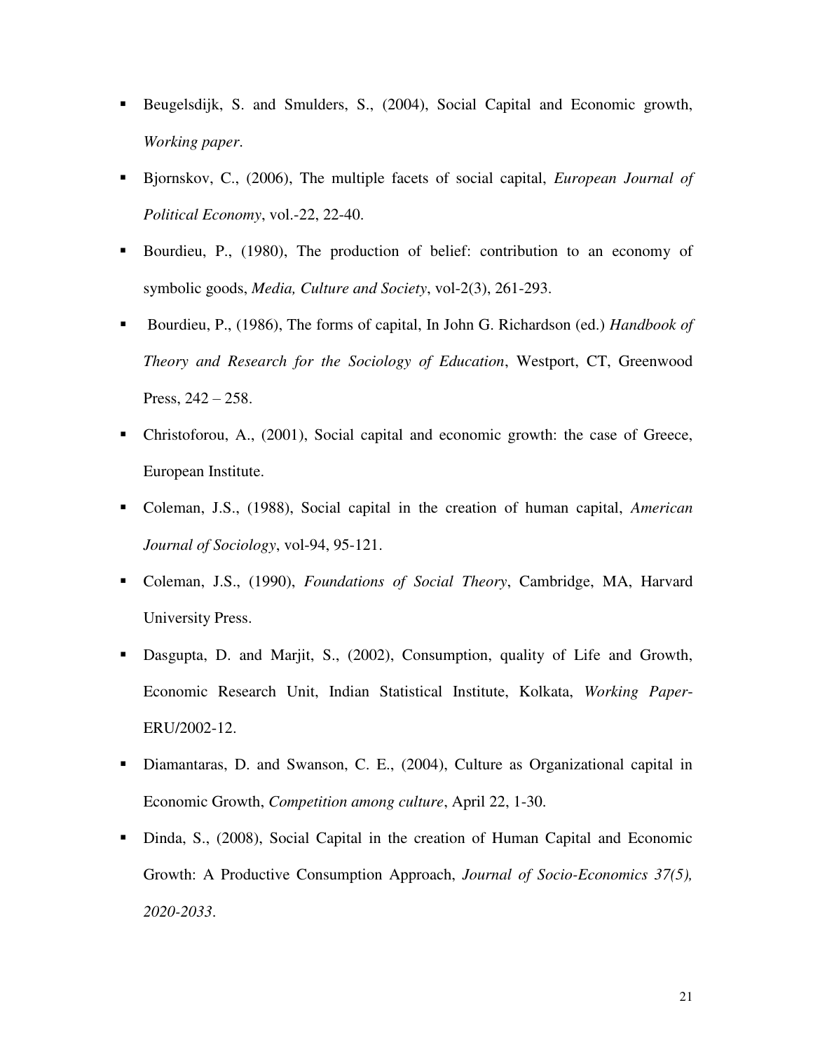- Beugelsdijk, S. and Smulders, S., (2004), Social Capital and Economic growth, *Working paper*.
- Bjornskov, C., (2006), The multiple facets of social capital, *European Journal of Political Economy*, vol.-22, 22-40.
- Bourdieu, P., (1980), The production of belief: contribution to an economy of symbolic goods, *Media, Culture and Society*, vol-2(3), 261-293.
- Bourdieu, P., (1986), The forms of capital, In John G. Richardson (ed.) *Handbook of Theory and Research for the Sociology of Education*, Westport, CT, Greenwood Press, 242 – 258.
- Christoforou, A., (2001), Social capital and economic growth: the case of Greece, European Institute.
- Coleman, J.S., (1988), Social capital in the creation of human capital, *American Journal of Sociology*, vol-94, 95-121.
- Coleman, J.S., (1990), *Foundations of Social Theory*, Cambridge, MA, Harvard University Press.
- Dasgupta, D. and Marjit, S., (2002), Consumption, quality of Life and Growth, Economic Research Unit, Indian Statistical Institute, Kolkata, *Working Paper*-ERU/2002-12.
- Diamantaras, D. and Swanson, C. E., (2004), Culture as Organizational capital in Economic Growth, *Competition among culture*, April 22, 1-30.
- Dinda, S., (2008), Social Capital in the creation of Human Capital and Economic Growth: A Productive Consumption Approach, *Journal of Socio-Economics 37(5), 2020-2033*.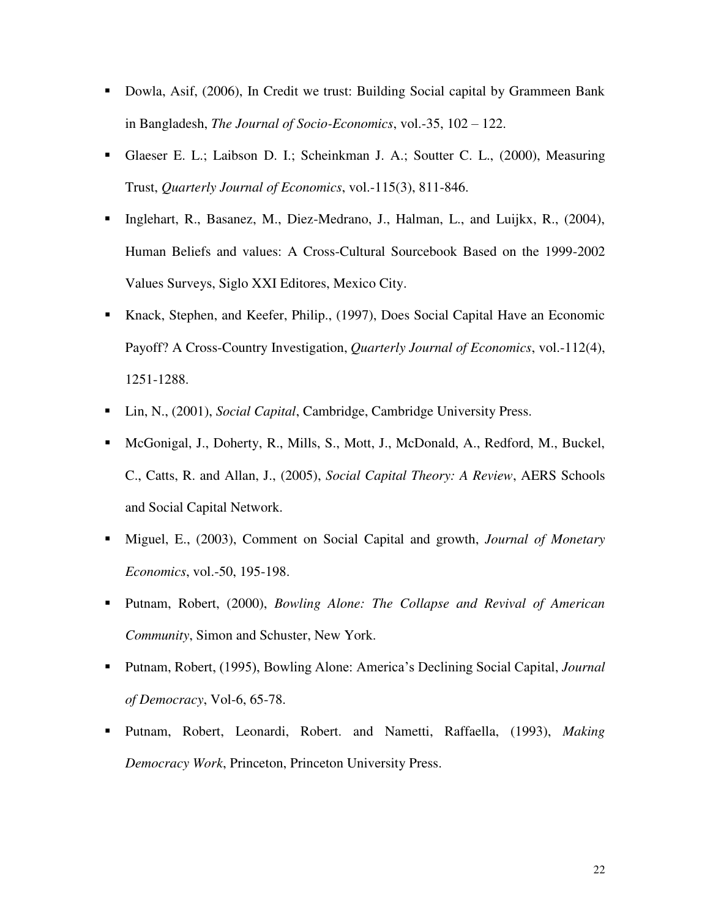- Dowla, Asif, (2006), In Credit we trust: Building Social capital by Grammeen Bank in Bangladesh, *The Journal of Socio-Economics*, vol.-35, 102 – 122.
- Glaeser E. L.; Laibson D. I.; Scheinkman J. A.; Soutter C. L., (2000), Measuring Trust, *Quarterly Journal of Economics*, vol.-115(3), 811-846.
- Inglehart, R., Basanez, M., Diez-Medrano, J., Halman, L., and Luijkx, R., (2004), Human Beliefs and values: A Cross-Cultural Sourcebook Based on the 1999-2002 Values Surveys, Siglo XXI Editores, Mexico City.
- Knack, Stephen, and Keefer, Philip., (1997), Does Social Capital Have an Economic Payoff? A Cross-Country Investigation, *Quarterly Journal of Economics*, vol.-112(4), 1251-1288.
- Lin, N., (2001), *Social Capital*, Cambridge, Cambridge University Press.
- McGonigal, J., Doherty, R., Mills, S., Mott, J., McDonald, A., Redford, M., Buckel, C., Catts, R. and Allan, J., (2005), *Social Capital Theory: A Review*, AERS Schools and Social Capital Network.
- Miguel, E., (2003), Comment on Social Capital and growth, *Journal of Monetary Economics*, vol.-50, 195-198.
- Putnam, Robert, (2000), *Bowling Alone: The Collapse and Revival of American Community*, Simon and Schuster, New York.
- Putnam, Robert, (1995), Bowling Alone: America's Declining Social Capital, *Journal of Democracy*, Vol-6, 65-78.
- Putnam, Robert, Leonardi, Robert. and Nametti, Raffaella, (1993), *Making Democracy Work*, Princeton, Princeton University Press.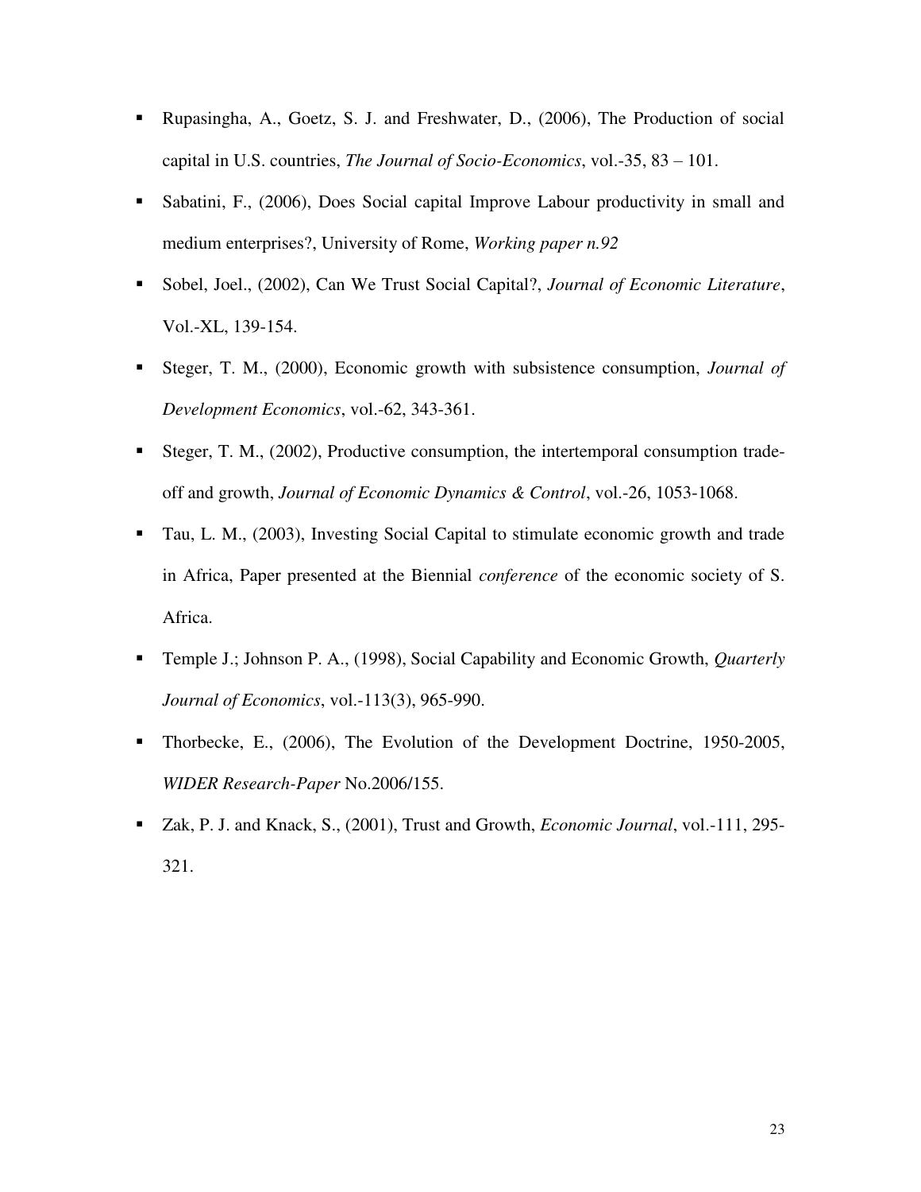- Rupasingha, A., Goetz, S. J. and Freshwater, D., (2006), The Production of social capital in U.S. countries, *The Journal of Socio-Economics*, vol.-35, 83 – 101.
- Sabatini, F., (2006), Does Social capital Improve Labour productivity in small and medium enterprises?, University of Rome, *Working paper n.92*
- Sobel, Joel., (2002), Can We Trust Social Capital?, *Journal of Economic Literature*, Vol.-XL, 139-154.
- Steger, T. M., (2000), Economic growth with subsistence consumption, *Journal of Development Economics*, vol.-62, 343-361.
- Steger, T. M., (2002), Productive consumption, the intertemporal consumption trade-off and growth, *Journal of Economic Dynamics & Control*, vol.-26, 1053-1068.
- Tau, L. M., (2003), Investing Social Capital to stimulate economic growth and trade in Africa, Paper presented at the Biennial *conference* of the economic society of S. Africa.
- Temple J.; Johnson P. A., (1998), Social Capability and Economic Growth, *Quarterly Journal of Economics*, vol.-113(3), 965-990.
- Thorbecke, E., (2006), The Evolution of the Development Doctrine, 1950-2005, *WIDER Research-Paper* No.2006/155.
- Zak, P. J. and Knack, S., (2001), Trust and Growth, *Economic Journal*, vol.-111, 295-321.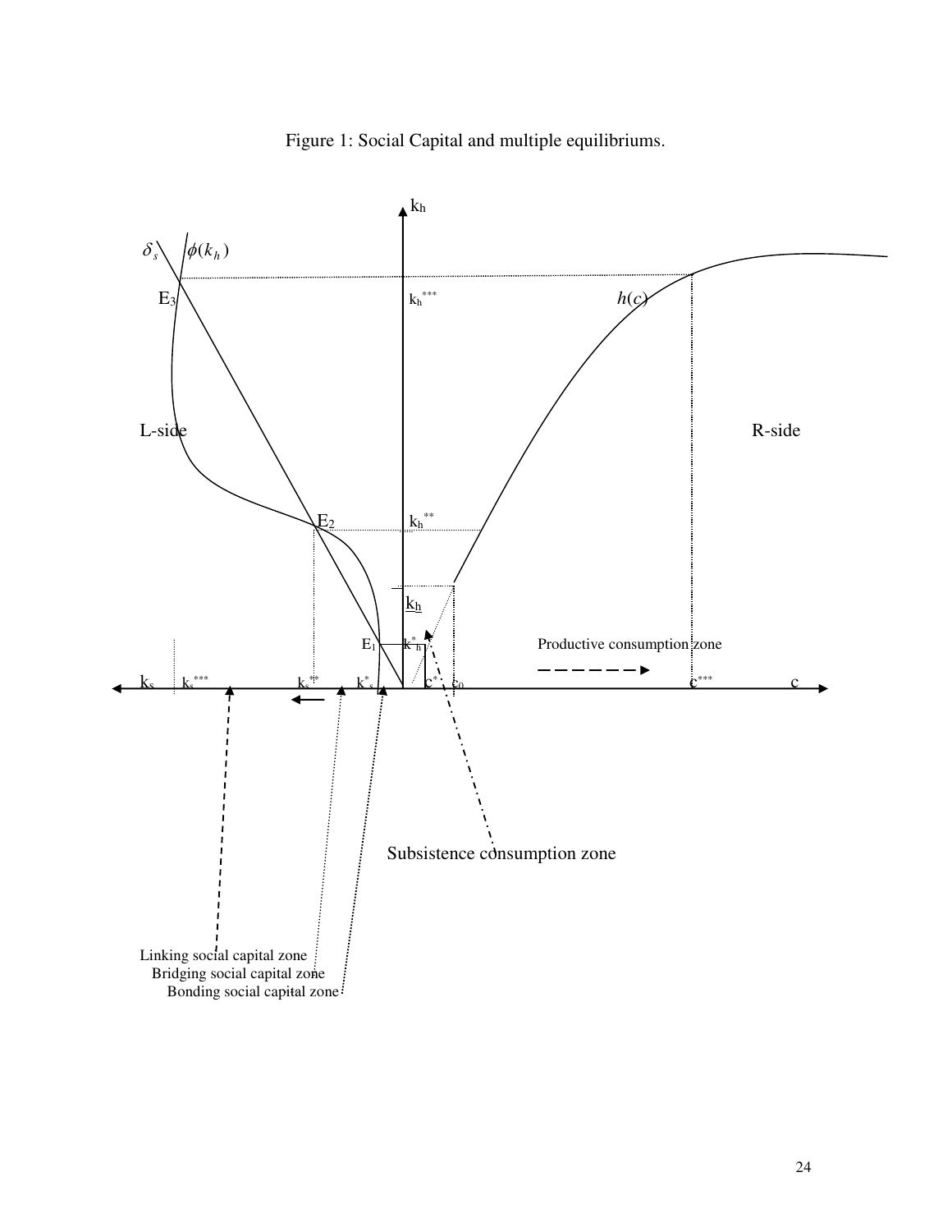Figure 1: Social Capital and multiple equilibriums.

$k_h$

$\delta_s$ $\phi(k_h)$

$E_3$

$k_h^{***}$

$h(c)$

L-side

R-side

$E_2$

$k_h^{**}$

$\underline{k_h}$

$E_1$ $k_h^*$

Productive consumption zone

$k_s$ $k_s^{***}$ $k_s^{**}$ $k_s^*$ $c^*$ $c_0$ $c^{***}$ $c$

Subsistence consumption zone

Linking social capital zone

Bridging social capital zone

Bonding social capital zone